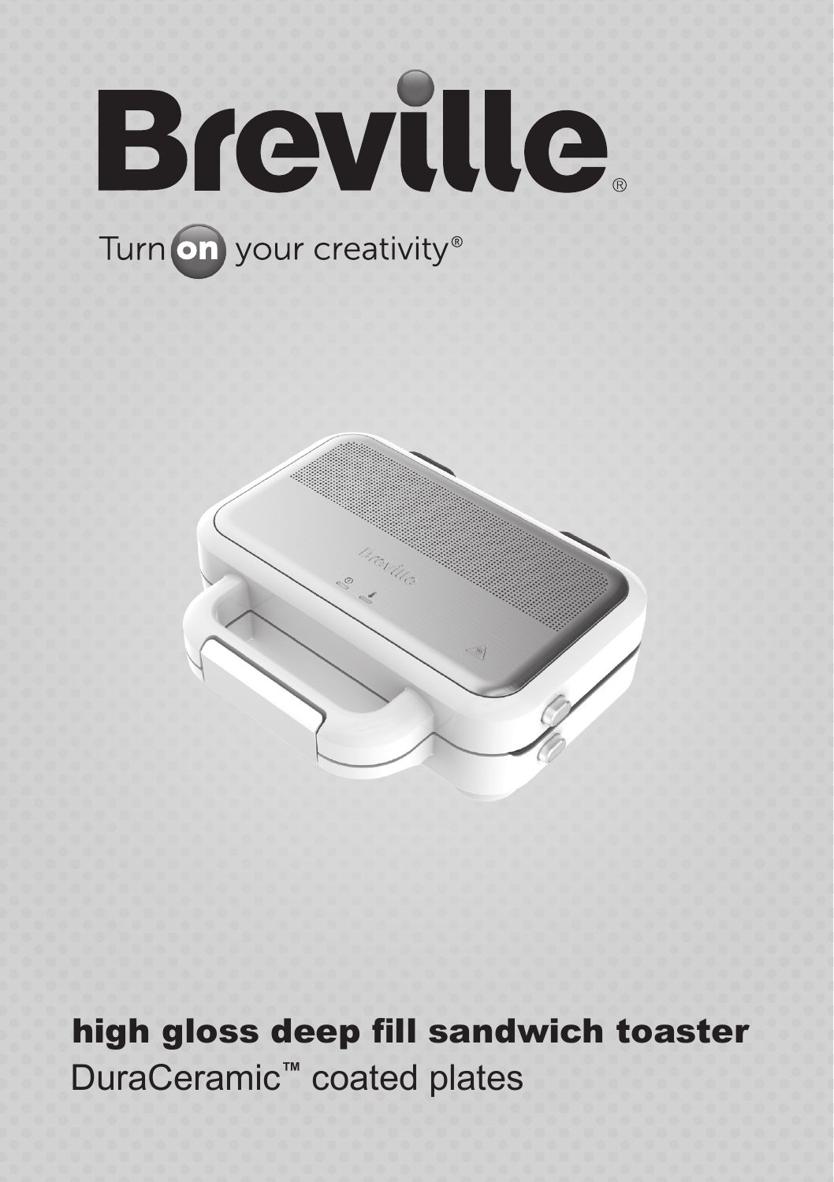# Breville®

Turn on your creativity®

## high gloss deep fill sandwich toaster

DuraCeramic™ coated plates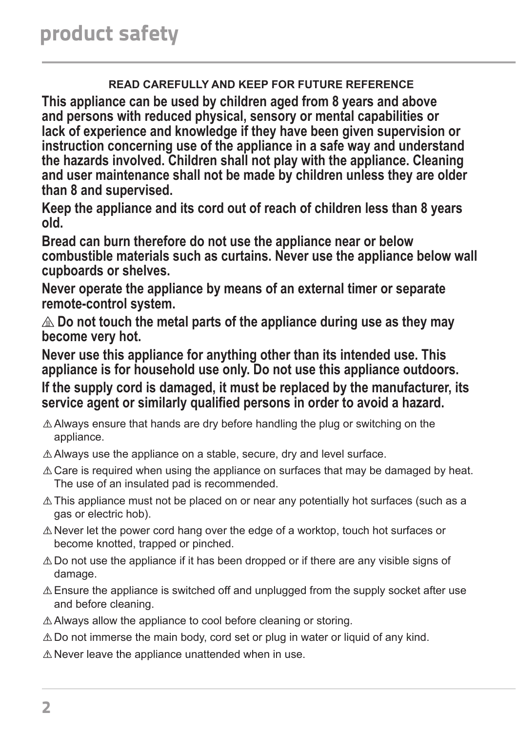# product safety

**READ CAREFULLY AND KEEP FOR FUTURE REFERENCE**

**This appliance can be used by children aged from 8 years and above and persons with reduced physical, sensory or mental capabilities or lack of experience and knowledge if they have been given supervision or instruction concerning use of the appliance in a safe way and understand the hazards involved. Children shall not play with the appliance. Cleaning and user maintenance shall not be made by children unless they are older than 8 and supervised.**

**Keep the appliance and its cord out of reach of children less than 8 years old.**

**Bread can burn therefore do not use the appliance near or below combustible materials such as curtains. Never use the appliance below wall cupboards or shelves.**

**Never operate the appliance by means of an external timer or separate remote-control system.**

**⚠ Do not touch the metal parts of the appliance during use as they may become very hot.**

**Never use this appliance for anything other than its intended use. This appliance is for household use only. Do not use this appliance outdoors.**

**If the supply cord is damaged, it must be replaced by the manufacturer, its service agent or similarly qualified persons in order to avoid a hazard.**

- ⚠ Always ensure that hands are dry before handling the plug or switching on the appliance.
- ⚠ Always use the appliance on a stable, secure, dry and level surface.
- ⚠ Care is required when using the appliance on surfaces that may be damaged by heat. The use of an insulated pad is recommended.
- ⚠ This appliance must not be placed on or near any potentially hot surfaces (such as a gas or electric hob).
- ⚠ Never let the power cord hang over the edge of a worktop, touch hot surfaces or become knotted, trapped or pinched.
- ⚠ Do not use the appliance if it has been dropped or if there are any visible signs of damage.
- ⚠ Ensure the appliance is switched off and unplugged from the supply socket after use and before cleaning.
- ⚠ Always allow the appliance to cool before cleaning or storing.
- ⚠ Do not immerse the main body, cord set or plug in water or liquid of any kind.
- ⚠ Never leave the appliance unattended when in use.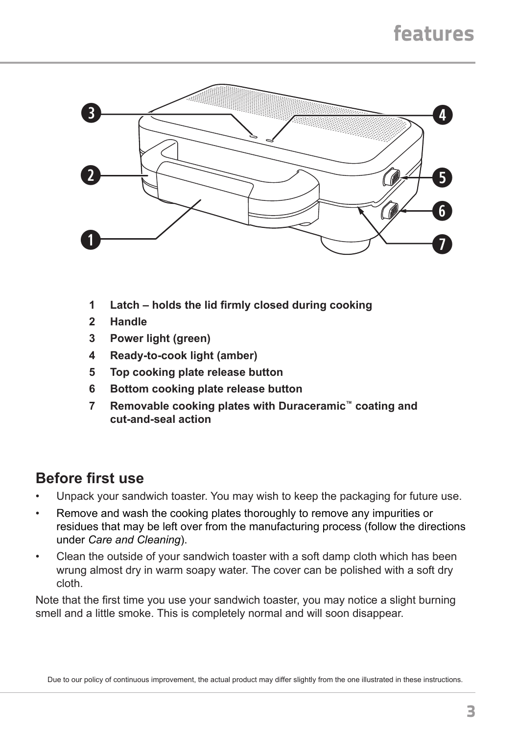# features

1. **Latch – holds the lid firmly closed during cooking**
2. **Handle**
3. **Power light (green)**
4. **Ready-to-cook light (amber)**
5. **Top cooking plate release button**
6. **Bottom cooking plate release button**
7. **Removable cooking plates with Duraceramic™ coating and cut-and-seal action**

## Before first use

- Unpack your sandwich toaster. You may wish to keep the packaging for future use.
- Remove and wash the cooking plates thoroughly to remove any impurities or residues that may be left over from the manufacturing process (follow the directions under *Care and Cleaning*).
- Clean the outside of your sandwich toaster with a soft damp cloth which has been wrung almost dry in warm soapy water. The cover can be polished with a soft dry cloth.

Note that the first time you use your sandwich toaster, you may notice a slight burning smell and a little smoke. This is completely normal and will soon disappear.

Due to our policy of continuous improvement, the actual product may differ slightly from the one illustrated in these instructions.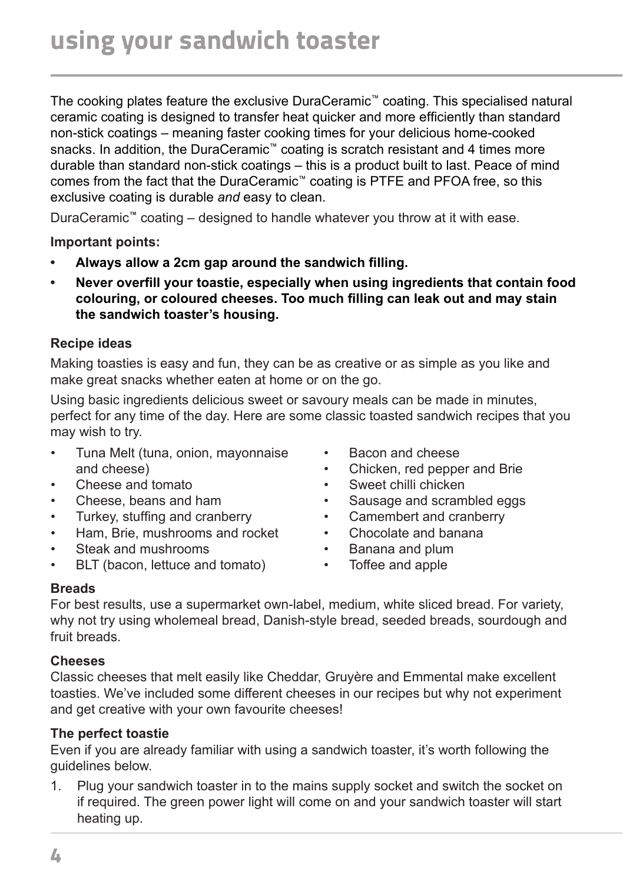# using your sandwich toaster

The cooking plates feature the exclusive DuraCeramic™ coating. This specialised natural ceramic coating is designed to transfer heat quicker and more efficiently than standard non-stick coatings – meaning faster cooking times for your delicious home-cooked snacks. In addition, the DuraCeramic™ coating is scratch resistant and 4 times more durable than standard non-stick coatings – this is a product built to last. Peace of mind comes from the fact that the DuraCeramic™ coating is PTFE and PFOA free, so this exclusive coating is durable *and* easy to clean.

DuraCeramic™ coating – designed to handle whatever you throw at it with ease.

**Important points:**

- **Always allow a 2cm gap around the sandwich filling.**
- **Never overfill your toastie, especially when using ingredients that contain food colouring, or coloured cheeses. Too much filling can leak out and may stain the sandwich toaster's housing.**

**Recipe ideas**

Making toasties is easy and fun, they can be as creative or as simple as you like and make great snacks whether eaten at home or on the go.

Using basic ingredients delicious sweet or savoury meals can be made in minutes, perfect for any time of the day. Here are some classic toasted sandwich recipes that you may wish to try.

- Tuna Melt (tuna, onion, mayonnaise and cheese)
- Cheese and tomato
- Cheese, beans and ham
- Turkey, stuffing and cranberry
- Ham, Brie, mushrooms and rocket
- Steak and mushrooms
- BLT (bacon, lettuce and tomato)
- Bacon and cheese
- Chicken, red pepper and Brie
- Sweet chilli chicken
- Sausage and scrambled eggs
- Camembert and cranberry
- Chocolate and banana
- Banana and plum
- Toffee and apple

**Breads**

For best results, use a supermarket own-label, medium, white sliced bread. For variety, why not try using wholemeal bread, Danish-style bread, seeded breads, sourdough and fruit breads.

**Cheeses**

Classic cheeses that melt easily like Cheddar, Gruyère and Emmental make excellent toasties. We've included some different cheeses in our recipes but why not experiment and get creative with your own favourite cheeses!

**The perfect toastie**

Even if you are already familiar with using a sandwich toaster, it's worth following the guidelines below.

1. Plug your sandwich toaster in to the mains supply socket and switch the socket on if required. The green power light will come on and your sandwich toaster will start heating up.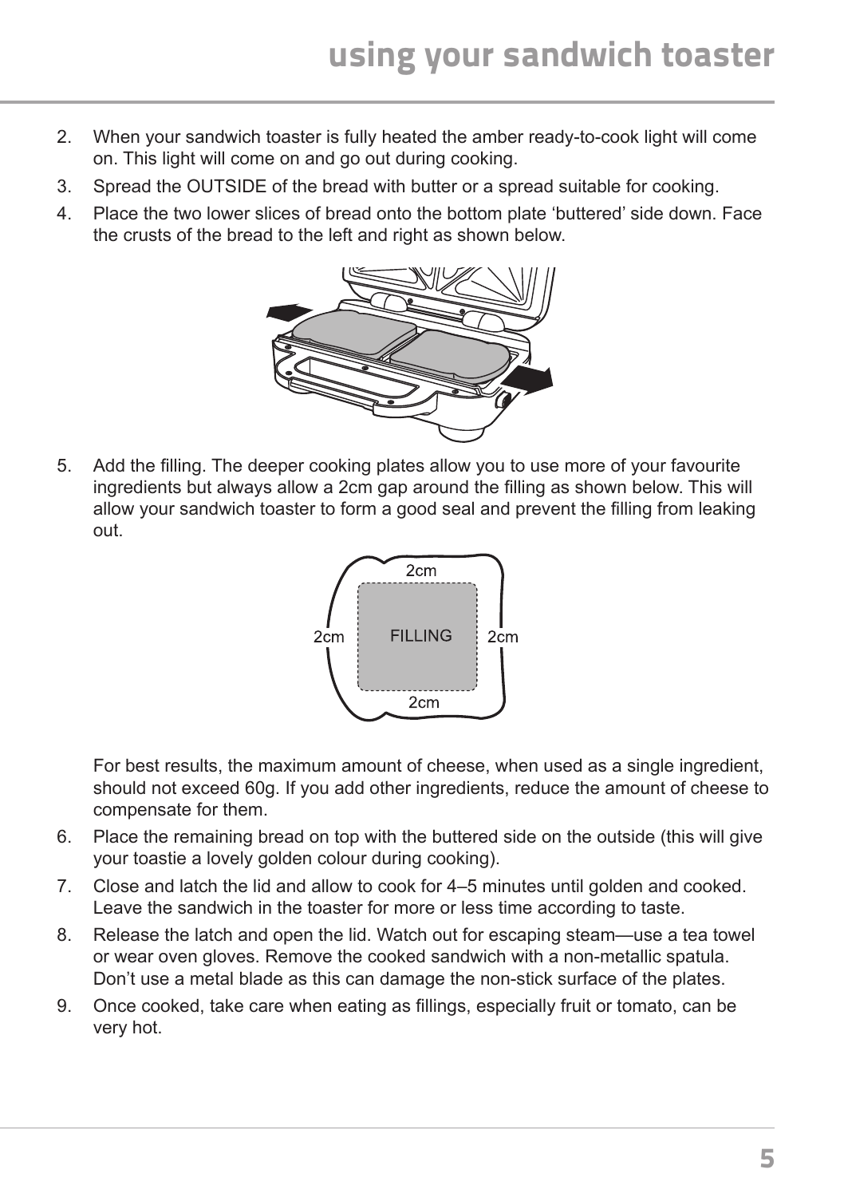# using your sandwich toaster

2. When your sandwich toaster is fully heated the amber ready-to-cook light will come on. This light will come on and go out during cooking.
3. Spread the OUTSIDE of the bread with butter or a spread suitable for cooking.
4. Place the two lower slices of bread onto the bottom plate 'buttered' side down. Face the crusts of the bread to the left and right as shown below.
5. Add the filling. The deeper cooking plates allow you to use more of your favourite ingredients but always allow a 2cm gap around the filling as shown below. This will allow your sandwich toaster to form a good seal and prevent the filling from leaking out.

   2cm

   2cm FILLING 2cm

   2cm

   For best results, the maximum amount of cheese, when used as a single ingredient, should not exceed 60g. If you add other ingredients, reduce the amount of cheese to compensate for them.
6. Place the remaining bread on top with the buttered side on the outside (this will give your toastie a lovely golden colour during cooking).
7. Close and latch the lid and allow to cook for 4–5 minutes until golden and cooked. Leave the sandwich in the toaster for more or less time according to taste.
8. Release the latch and open the lid. Watch out for escaping steam—use a tea towel or wear oven gloves. Remove the cooked sandwich with a non-metallic spatula. Don't use a metal blade as this can damage the non-stick surface of the plates.
9. Once cooked, take care when eating as fillings, especially fruit or tomato, can be very hot.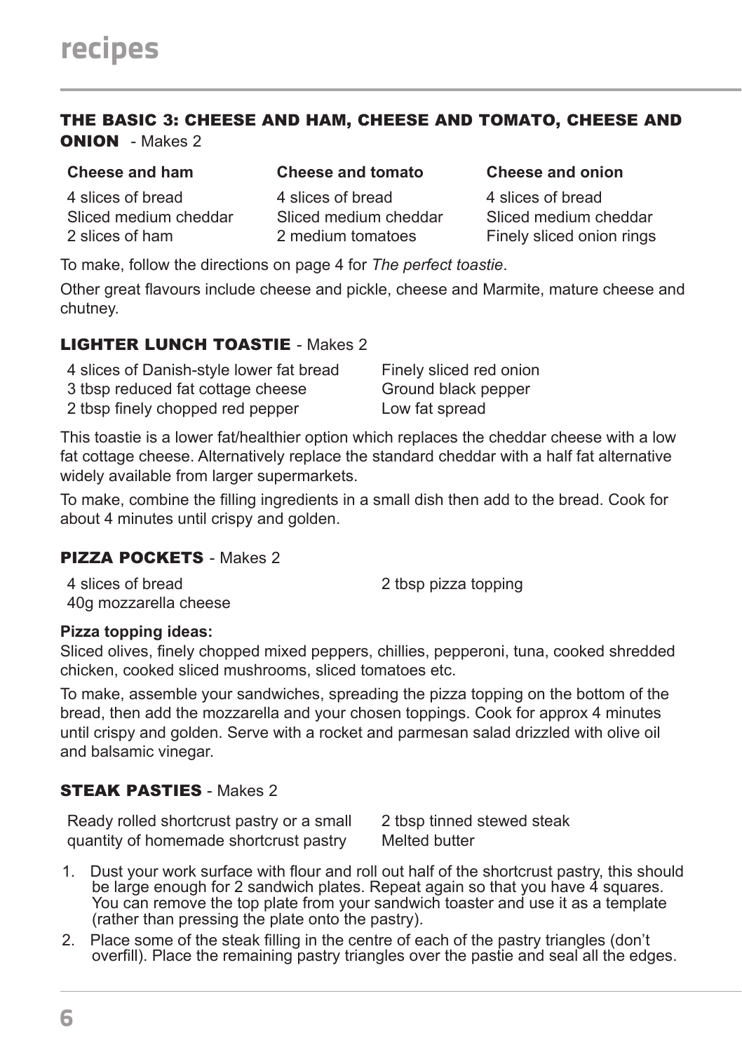# recipes

## THE BASIC 3: CHEESE AND HAM, CHEESE AND TOMATO, CHEESE AND ONION - Makes 2

| Cheese and ham | Cheese and tomato | Cheese and onion |
|---|---|---|
| 4 slices of bread | 4 slices of bread | 4 slices of bread |
| Sliced medium cheddar | Sliced medium cheddar | Sliced medium cheddar |
| 2 slices of ham | 2 medium tomatoes | Finely sliced onion rings |

To make, follow the directions on page 4 for *The perfect toastie*.

Other great flavours include cheese and pickle, cheese and Marmite, mature cheese and chutney.

## LIGHTER LUNCH TOASTIE - Makes 2

- 4 slices of Danish-style lower fat bread
- 3 tbsp reduced fat cottage cheese
- 2 tbsp finely chopped red pepper
- Finely sliced red onion
- Ground black pepper
- Low fat spread

This toastie is a lower fat/healthier option which replaces the cheddar cheese with a low fat cottage cheese. Alternatively replace the standard cheddar with a half fat alternative widely available from larger supermarkets.

To make, combine the filling ingredients in a small dish then add to the bread. Cook for about 4 minutes until crispy and golden.

## PIZZA POCKETS - Makes 2

- 4 slices of bread
- 40g mozzarella cheese
- 2 tbsp pizza topping

**Pizza topping ideas:**
Sliced olives, finely chopped mixed peppers, chillies, pepperoni, tuna, cooked shredded chicken, cooked sliced mushrooms, sliced tomatoes etc.

To make, assemble your sandwiches, spreading the pizza topping on the bottom of the bread, then add the mozzarella and your chosen toppings. Cook for approx 4 minutes until crispy and golden. Serve with a rocket and parmesan salad drizzled with olive oil and balsamic vinegar.

## STEAK PASTIES - Makes 2

- Ready rolled shortcrust pastry or a small quantity of homemade shortcrust pastry
- 2 tbsp tinned stewed steak
- Melted butter

1. Dust your work surface with flour and roll out half of the shortcrust pastry, this should be large enough for 2 sandwich plates. Repeat again so that you have 4 squares. You can remove the top plate from your sandwich toaster and use it as a template (rather than pressing the plate onto the pastry).
2. Place some of the steak filling in the centre of each of the pastry triangles (don't overfill). Place the remaining pastry triangles over the pastie and seal all the edges.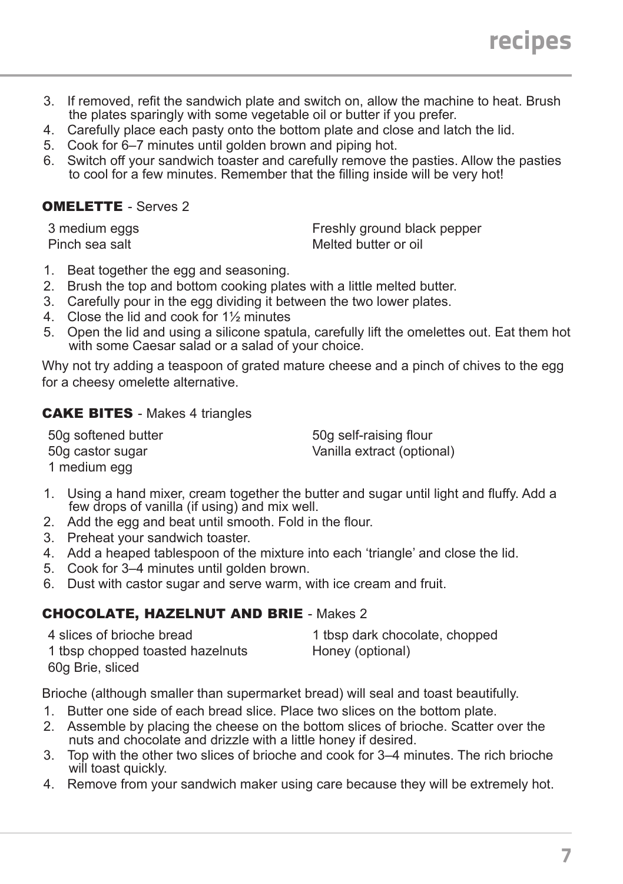3. If removed, refit the sandwich plate and switch on, allow the machine to heat. Brush the plates sparingly with some vegetable oil or butter if you prefer.
4. Carefully place each pasty onto the bottom plate and close and latch the lid.
5. Cook for 6–7 minutes until golden brown and piping hot.
6. Switch off your sandwich toaster and carefully remove the pasties. Allow the pasties to cool for a few minutes. Remember that the filling inside will be very hot!

### OMELETTE - Serves 2

3 medium eggs
Pinch sea salt
Freshly ground black pepper
Melted butter or oil

1. Beat together the egg and seasoning.
2. Brush the top and bottom cooking plates with a little melted butter.
3. Carefully pour in the egg dividing it between the two lower plates.
4. Close the lid and cook for 1½ minutes
5. Open the lid and using a silicone spatula, carefully lift the omelettes out. Eat them hot with some Caesar salad or a salad of your choice.

Why not try adding a teaspoon of grated mature cheese and a pinch of chives to the egg for a cheesy omelette alternative.

### CAKE BITES - Makes 4 triangles

50g softened butter
50g castor sugar
1 medium egg
50g self-raising flour
Vanilla extract (optional)

1. Using a hand mixer, cream together the butter and sugar until light and fluffy. Add a few drops of vanilla (if using) and mix well.
2. Add the egg and beat until smooth. Fold in the flour.
3. Preheat your sandwich toaster.
4. Add a heaped tablespoon of the mixture into each 'triangle' and close the lid.
5. Cook for 3–4 minutes until golden brown.
6. Dust with castor sugar and serve warm, with ice cream and fruit.

### CHOCOLATE, HAZELNUT AND BRIE - Makes 2

4 slices of brioche bread
1 tbsp chopped toasted hazelnuts
60g Brie, sliced
1 tbsp dark chocolate, chopped
Honey (optional)

Brioche (although smaller than supermarket bread) will seal and toast beautifully.

1. Butter one side of each bread slice. Place two slices on the bottom plate.
2. Assemble by placing the cheese on the bottom slices of brioche. Scatter over the nuts and chocolate and drizzle with a little honey if desired.
3. Top with the other two slices of brioche and cook for 3–4 minutes. The rich brioche will toast quickly.
4. Remove from your sandwich maker using care because they will be extremely hot.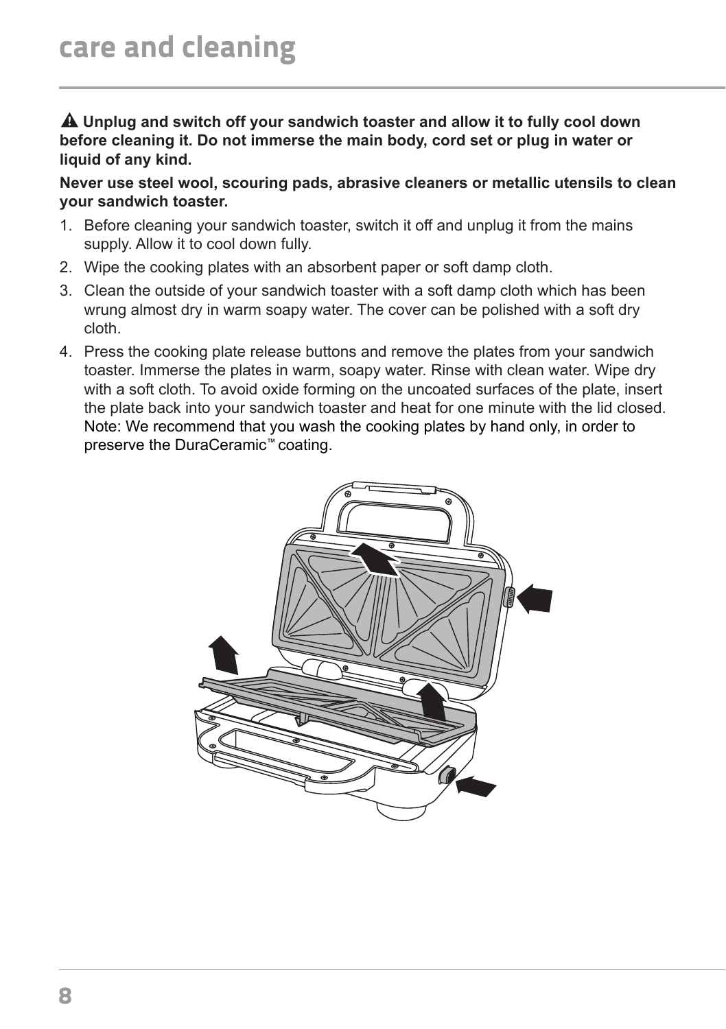# care and cleaning

⚠ **Unplug and switch off your sandwich toaster and allow it to fully cool down before cleaning it. Do not immerse the main body, cord set or plug in water or liquid of any kind.**

**Never use steel wool, scouring pads, abrasive cleaners or metallic utensils to clean your sandwich toaster.**

1. Before cleaning your sandwich toaster, switch it off and unplug it from the mains supply. Allow it to cool down fully.
2. Wipe the cooking plates with an absorbent paper or soft damp cloth.
3. Clean the outside of your sandwich toaster with a soft damp cloth which has been wrung almost dry in warm soapy water. The cover can be polished with a soft dry cloth.
4. Press the cooking plate release buttons and remove the plates from your sandwich toaster. Immerse the plates in warm, soapy water. Rinse with clean water. Wipe dry with a soft cloth. To avoid oxide forming on the uncoated surfaces of the plate, insert the plate back into your sandwich toaster and heat for one minute with the lid closed. Note: We recommend that you wash the cooking plates by hand only, in order to preserve the DuraCeramic™ coating.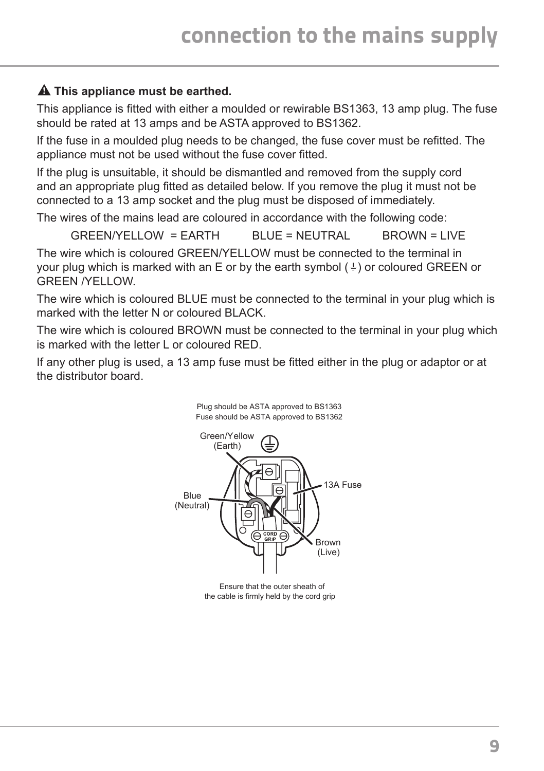# connection to the mains supply

⚠ **This appliance must be earthed.**

This appliance is fitted with either a moulded or rewirable BS1363, 13 amp plug. The fuse should be rated at 13 amps and be ASTA approved to BS1362.

If the fuse in a moulded plug needs to be changed, the fuse cover must be refitted. The appliance must not be used without the fuse cover fitted.

If the plug is unsuitable, it should be dismantled and removed from the supply cord and an appropriate plug fitted as detailed below. If you remove the plug it must not be connected to a 13 amp socket and the plug must be disposed of immediately.

The wires of the mains lead are coloured in accordance with the following code:

GREEN/YELLOW = EARTH    BLUE = NEUTRAL    BROWN = LIVE

The wire which is coloured GREEN/YELLOW must be connected to the terminal in your plug which is marked with an E or by the earth symbol (⏚) or coloured GREEN or GREEN /YELLOW.

The wire which is coloured BLUE must be connected to the terminal in your plug which is marked with the letter N or coloured BLACK.

The wire which is coloured BROWN must be connected to the terminal in your plug which is marked with the letter L or coloured RED.

If any other plug is used, a 13 amp fuse must be fitted either in the plug or adaptor or at the distributor board.

Plug should be ASTA approved to BS1363
Fuse should be ASTA approved to BS1362

Green/Yellow (Earth)

13A Fuse

Blue (Neutral)

CORD GRIP

Brown (Live)

Ensure that the outer sheath of the cable is firmly held by the cord grip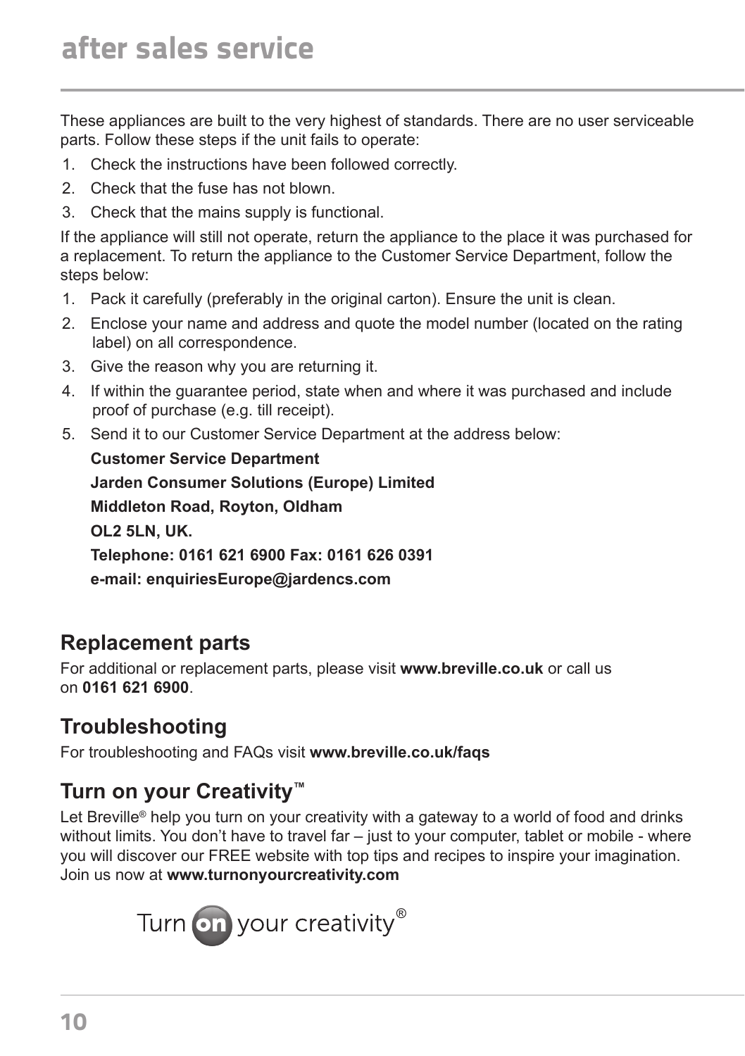# after sales service

These appliances are built to the very highest of standards. There are no user serviceable parts. Follow these steps if the unit fails to operate:

1. Check the instructions have been followed correctly.
2. Check that the fuse has not blown.
3. Check that the mains supply is functional.

If the appliance will still not operate, return the appliance to the place it was purchased for a replacement. To return the appliance to the Customer Service Department, follow the steps below:

1. Pack it carefully (preferably in the original carton). Ensure the unit is clean.
2. Enclose your name and address and quote the model number (located on the rating label) on all correspondence.
3. Give the reason why you are returning it.
4. If within the guarantee period, state when and where it was purchased and include proof of purchase (e.g. till receipt).
5. Send it to our Customer Service Department at the address below:

   **Customer Service Department**

   **Jarden Consumer Solutions (Europe) Limited**

   **Middleton Road, Royton, Oldham**

   **OL2 5LN, UK.**

   **Telephone: 0161 621 6900 Fax: 0161 626 0391**

   **e-mail: enquiriesEurope@jardencs.com**

## Replacement parts

For additional or replacement parts, please visit **www.breville.co.uk** or call us on **0161 621 6900**.

## Troubleshooting

For troubleshooting and FAQs visit **www.breville.co.uk/faqs**

## Turn on your Creativity™

Let Breville® help you turn on your creativity with a gateway to a world of food and drinks without limits. You don't have to travel far – just to your computer, tablet or mobile - where you will discover our FREE website with top tips and recipes to inspire your imagination. Join us now at **www.turnonyourcreativity.com**

Turn on your creativity®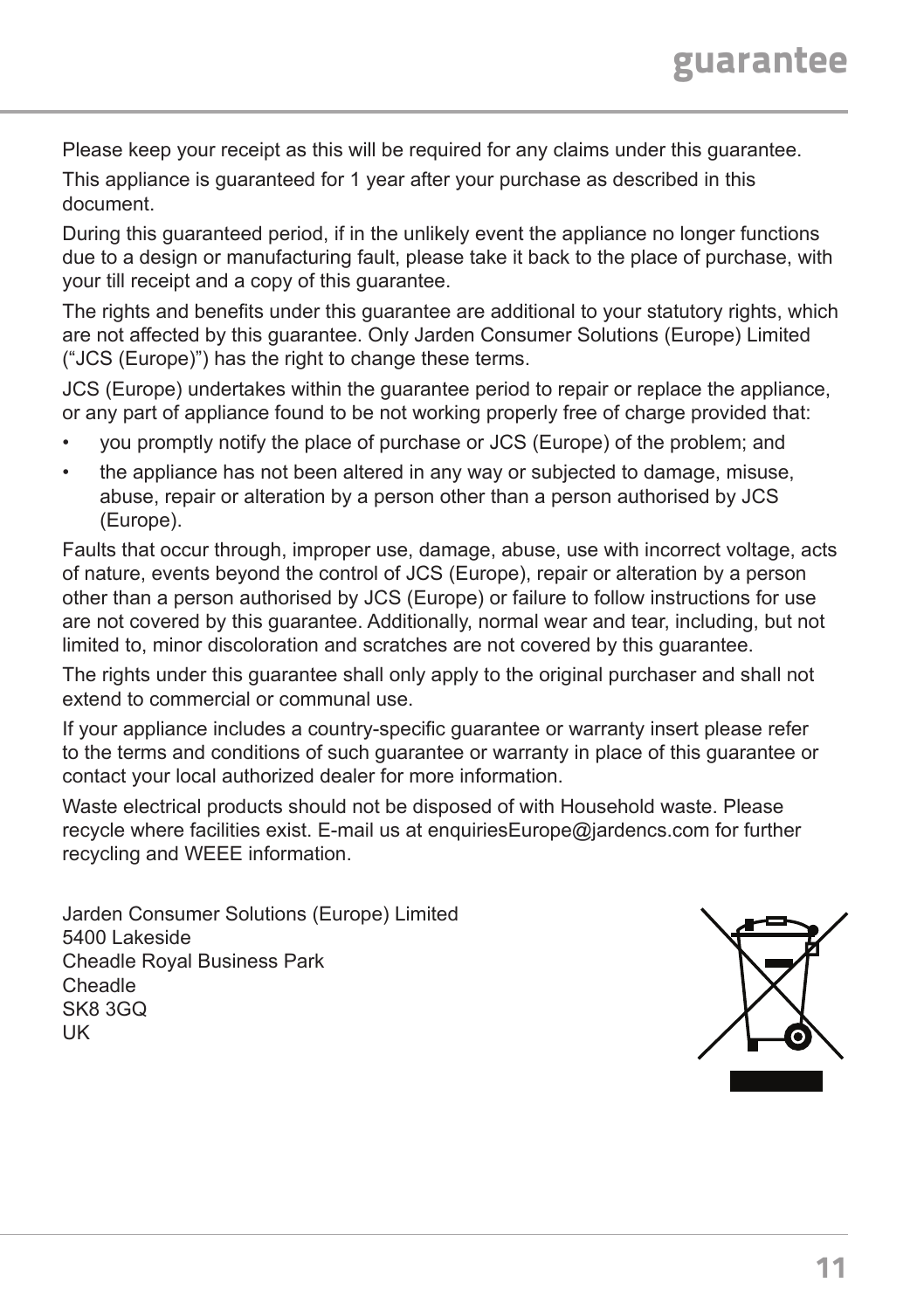# guarantee

Please keep your receipt as this will be required for any claims under this guarantee.

This appliance is guaranteed for 1 year after your purchase as described in this document.

During this guaranteed period, if in the unlikely event the appliance no longer functions due to a design or manufacturing fault, please take it back to the place of purchase, with your till receipt and a copy of this guarantee.

The rights and benefits under this guarantee are additional to your statutory rights, which are not affected by this guarantee. Only Jarden Consumer Solutions (Europe) Limited (“JCS (Europe)”) has the right to change these terms.

JCS (Europe) undertakes within the guarantee period to repair or replace the appliance, or any part of appliance found to be not working properly free of charge provided that:

- you promptly notify the place of purchase or JCS (Europe) of the problem; and
- the appliance has not been altered in any way or subjected to damage, misuse, abuse, repair or alteration by a person other than a person authorised by JCS (Europe).

Faults that occur through, improper use, damage, abuse, use with incorrect voltage, acts of nature, events beyond the control of JCS (Europe), repair or alteration by a person other than a person authorised by JCS (Europe) or failure to follow instructions for use are not covered by this guarantee. Additionally, normal wear and tear, including, but not limited to, minor discoloration and scratches are not covered by this guarantee.

The rights under this guarantee shall only apply to the original purchaser and shall not extend to commercial or communal use.

If your appliance includes a country-specific guarantee or warranty insert please refer to the terms and conditions of such guarantee or warranty in place of this guarantee or contact your local authorized dealer for more information.

Waste electrical products should not be disposed of with Household waste. Please recycle where facilities exist. E-mail us at enquiriesEurope@jardencs.com for further recycling and WEEE information.

Jarden Consumer Solutions (Europe) Limited
5400 Lakeside
Cheadle Royal Business Park
Cheadle
SK8 3GQ
UK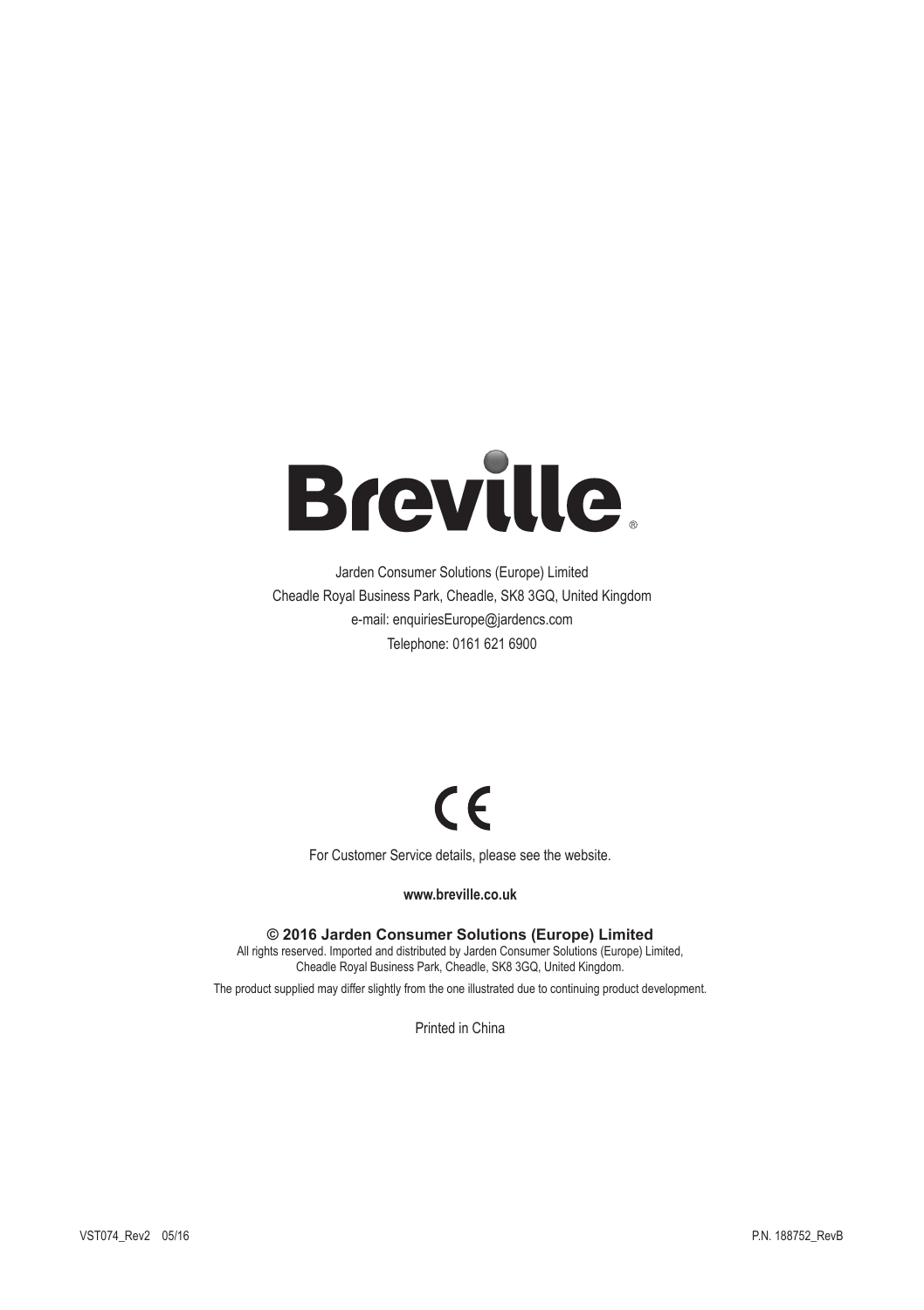Breville®

Jarden Consumer Solutions (Europe) Limited
Cheadle Royal Business Park, Cheadle, SK8 3GQ, United Kingdom
e-mail: enquiriesEurope@jardencs.com
Telephone: 0161 621 6900

CE

For Customer Service details, please see the website.

**www.breville.co.uk**

**© 2016 Jarden Consumer Solutions (Europe) Limited**
All rights reserved. Imported and distributed by Jarden Consumer Solutions (Europe) Limited,
Cheadle Royal Business Park, Cheadle, SK8 3GQ, United Kingdom.

The product supplied may differ slightly from the one illustrated due to continuing product development.

Printed in China

VST074_Rev2 05/16 P.N. 188752_RevB